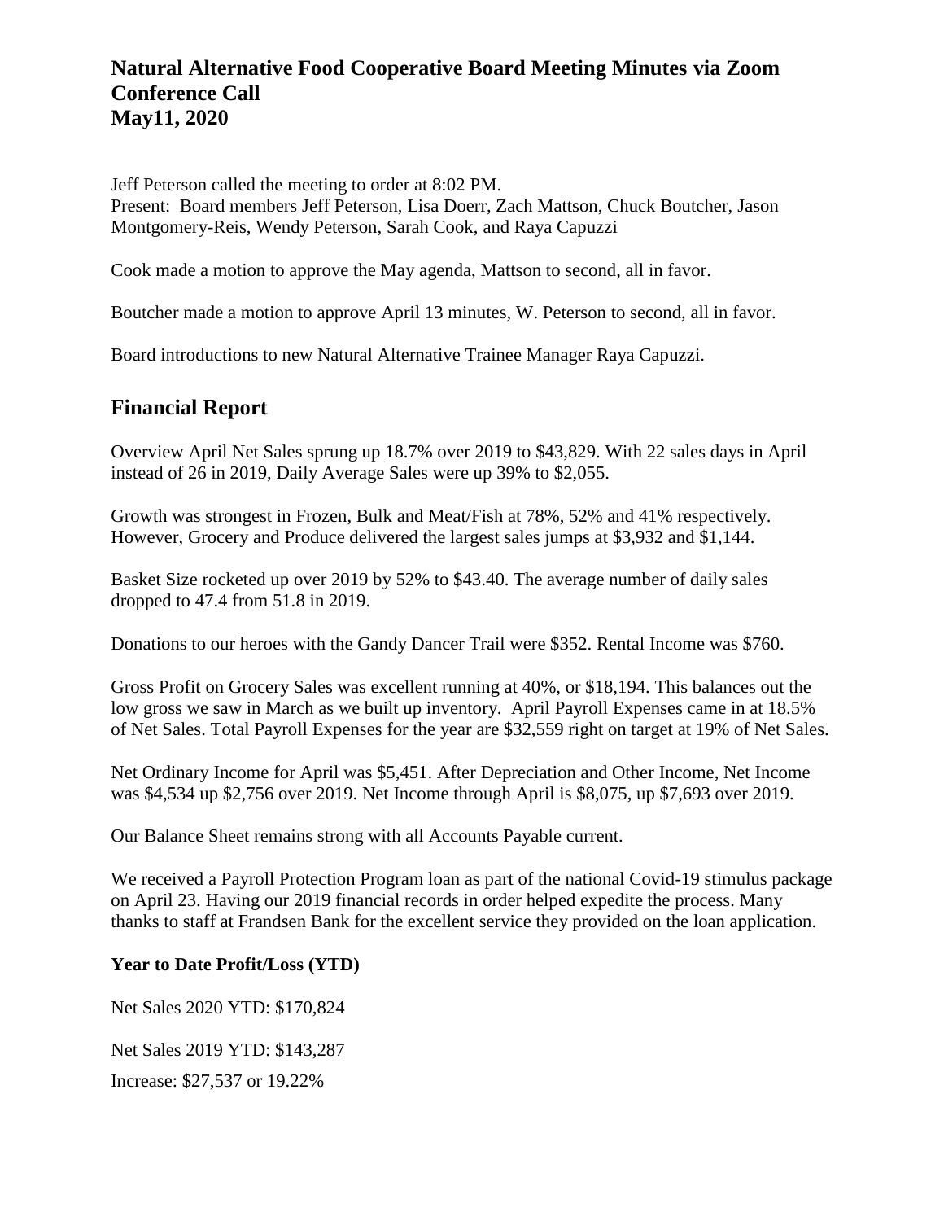# Natural Alternative Food Cooperative Board Meeting Minutes via Zoom Conference Call
# May11, 2020

Jeff Peterson called the meeting to order at 8:02 PM.
Present: Board members Jeff Peterson, Lisa Doerr, Zach Mattson, Chuck Boutcher, Jason Montgomery-Reis, Wendy Peterson, Sarah Cook, and Raya Capuzzi

Cook made a motion to approve the May agenda, Mattson to second, all in favor.

Boutcher made a motion to approve April 13 minutes, W. Peterson to second, all in favor.

Board introductions to new Natural Alternative Trainee Manager Raya Capuzzi.

## Financial Report

Overview April Net Sales sprung up 18.7% over 2019 to $43,829. With 22 sales days in April instead of 26 in 2019, Daily Average Sales were up 39% to $2,055.

Growth was strongest in Frozen, Bulk and Meat/Fish at 78%, 52% and 41% respectively. However, Grocery and Produce delivered the largest sales jumps at $3,932 and $1,144.

Basket Size rocketed up over 2019 by 52% to $43.40. The average number of daily sales dropped to 47.4 from 51.8 in 2019.

Donations to our heroes with the Gandy Dancer Trail were $352. Rental Income was $760.

Gross Profit on Grocery Sales was excellent running at 40%, or $18,194. This balances out the low gross we saw in March as we built up inventory. April Payroll Expenses came in at 18.5% of Net Sales. Total Payroll Expenses for the year are $32,559 right on target at 19% of Net Sales.

Net Ordinary Income for April was $5,451. After Depreciation and Other Income, Net Income was $4,534 up $2,756 over 2019. Net Income through April is $8,075, up $7,693 over 2019.

Our Balance Sheet remains strong with all Accounts Payable current.

We received a Payroll Protection Program loan as part of the national Covid-19 stimulus package on April 23. Having our 2019 financial records in order helped expedite the process. Many thanks to staff at Frandsen Bank for the excellent service they provided on the loan application.

**Year to Date Profit/Loss (YTD)**

Net Sales 2020 YTD: $170,824

Net Sales 2019 YTD: $143,287

Increase: $27,537 or 19.22%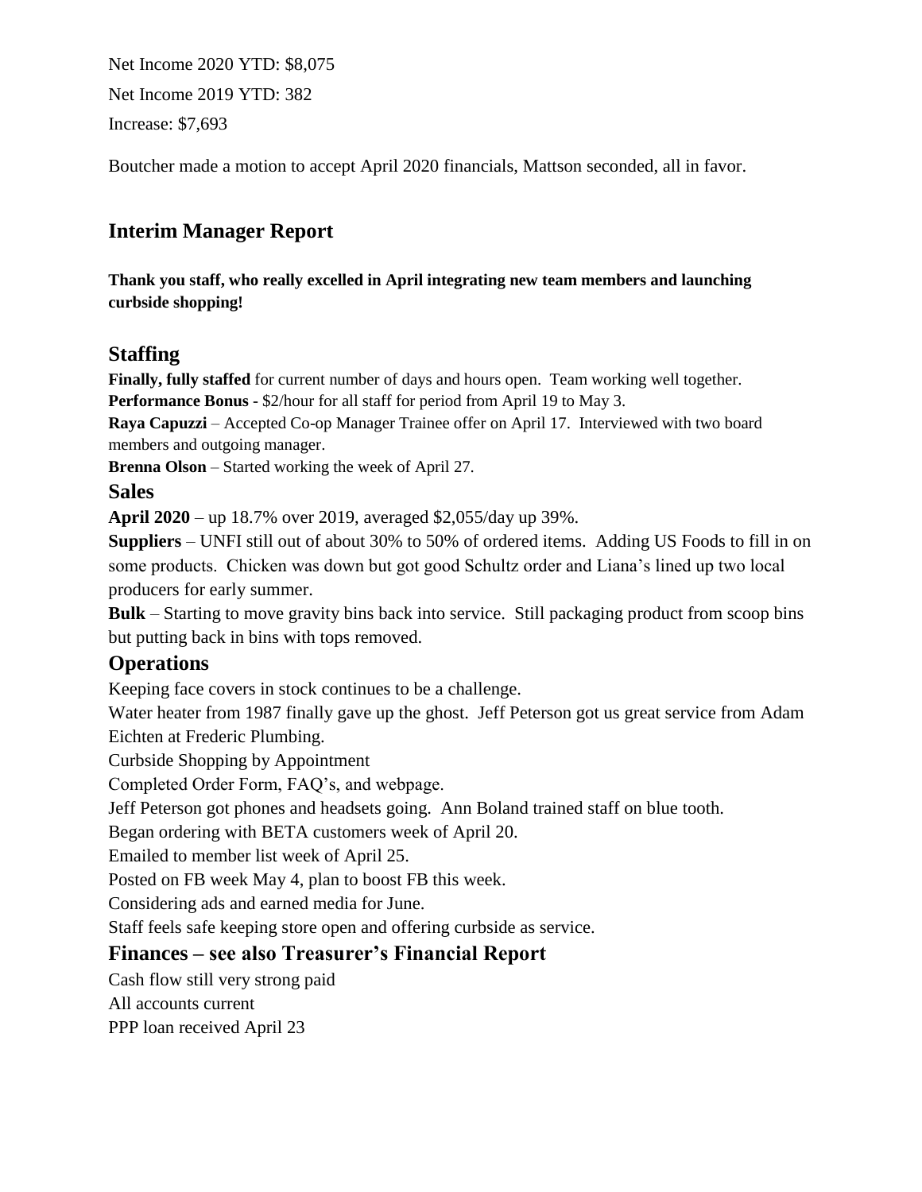Net Income 2020 YTD: $8,075

Net Income 2019 YTD: 382

Increase: $7,693

Boutcher made a motion to accept April 2020 financials, Mattson seconded, all in favor.

## Interim Manager Report

**Thank you staff, who really excelled in April integrating new team members and launching curbside shopping!**

### Staffing

**Finally, fully staffed** for current number of days and hours open. Team working well together.
**Performance Bonus** - $2/hour for all staff for period from April 19 to May 3.
**Raya Capuzzi** – Accepted Co-op Manager Trainee offer on April 17. Interviewed with two board members and outgoing manager.
**Brenna Olson** – Started working the week of April 27.

### Sales

**April 2020** – up 18.7% over 2019, averaged $2,055/day up 39%.
**Suppliers** – UNFI still out of about 30% to 50% of ordered items. Adding US Foods to fill in on some products. Chicken was down but got good Schultz order and Liana's lined up two local producers for early summer.
**Bulk** – Starting to move gravity bins back into service. Still packaging product from scoop bins but putting back in bins with tops removed.

### Operations

Keeping face covers in stock continues to be a challenge.
Water heater from 1987 finally gave up the ghost. Jeff Peterson got us great service from Adam Eichten at Frederic Plumbing.
Curbside Shopping by Appointment
Completed Order Form, FAQ's, and webpage.
Jeff Peterson got phones and headsets going. Ann Boland trained staff on blue tooth.
Began ordering with BETA customers week of April 20.
Emailed to member list week of April 25.
Posted on FB week May 4, plan to boost FB this week.
Considering ads and earned media for June.
Staff feels safe keeping store open and offering curbside as service.

### Finances – see also Treasurer's Financial Report

Cash flow still very strong paid
All accounts current
PPP loan received April 23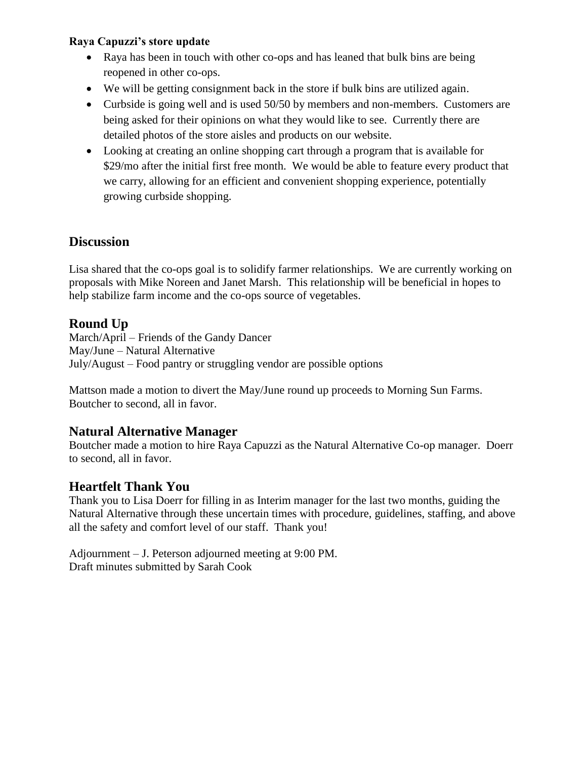**Raya Capuzzi's store update**

- Raya has been in touch with other co-ops and has leaned that bulk bins are being reopened in other co-ops.
- We will be getting consignment back in the store if bulk bins are utilized again.
- Curbside is going well and is used 50/50 by members and non-members. Customers are being asked for their opinions on what they would like to see. Currently there are detailed photos of the store aisles and products on our website.
- Looking at creating an online shopping cart through a program that is available for $29/mo after the initial first free month. We would be able to feature every product that we carry, allowing for an efficient and convenient shopping experience, potentially growing curbside shopping.

## Discussion

Lisa shared that the co-ops goal is to solidify farmer relationships. We are currently working on proposals with Mike Noreen and Janet Marsh. This relationship will be beneficial in hopes to help stabilize farm income and the co-ops source of vegetables.

## Round Up

March/April – Friends of the Gandy Dancer
May/June – Natural Alternative
July/August – Food pantry or struggling vendor are possible options

Mattson made a motion to divert the May/June round up proceeds to Morning Sun Farms. Boutcher to second, all in favor.

## Natural Alternative Manager

Boutcher made a motion to hire Raya Capuzzi as the Natural Alternative Co-op manager. Doerr to second, all in favor.

## Heartfelt Thank You

Thank you to Lisa Doerr for filling in as Interim manager for the last two months, guiding the Natural Alternative through these uncertain times with procedure, guidelines, staffing, and above all the safety and comfort level of our staff. Thank you!

Adjournment – J. Peterson adjourned meeting at 9:00 PM.
Draft minutes submitted by Sarah Cook